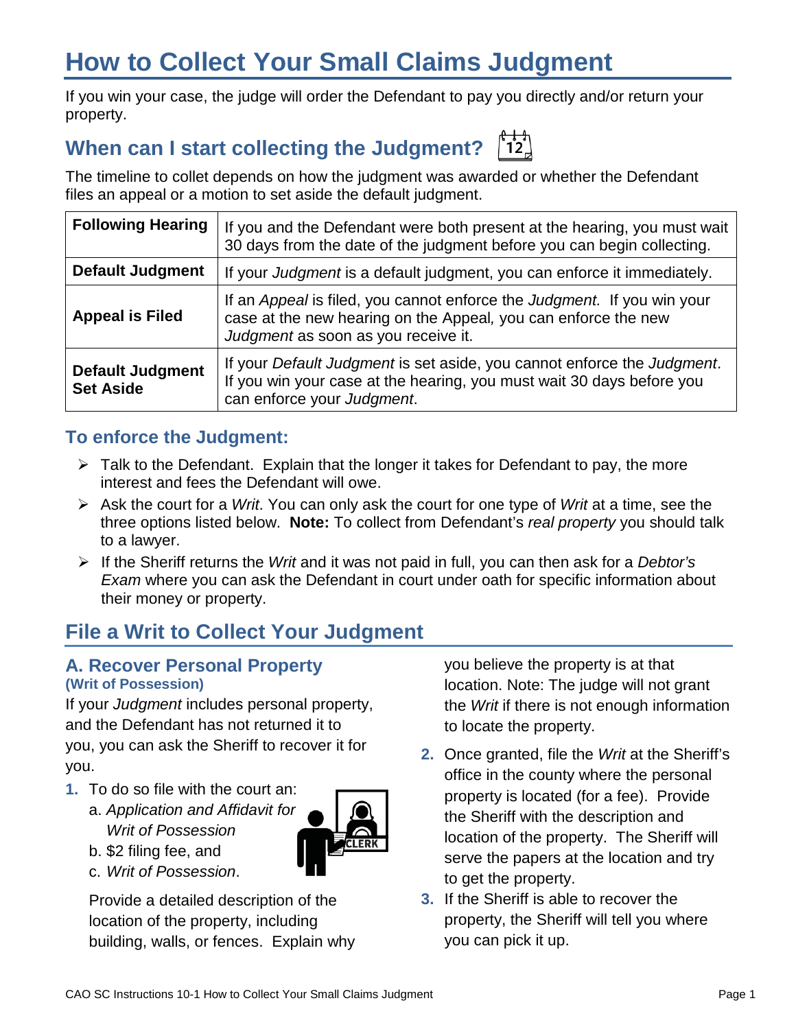# How to Collect Your Small Claims Judgment

If you win your case, the judge will order the Defendant to pay you directly and/or return your property.

## When can I start collecting the Judgment?

The timeline to collet depends on how the judgment was awarded or whether the Defendant files an appeal or a motion to set aside the default judgment.

| | |
|---|---|
| **Following Hearing** | If you and the Defendant were both present at the hearing, you must wait 30 days from the date of the judgment before you can begin collecting. |
| **Default Judgment** | If your *Judgment* is a default judgment, you can enforce it immediately. |
| **Appeal is Filed** | If an *Appeal* is filed, you cannot enforce the *Judgment.* If you win your case at the new hearing on the Appeal*,* you can enforce the new *Judgment* as soon as you receive it. |
| **Default Judgment Set Aside** | If your *Default Judgment* is set aside, you cannot enforce the *Judgment*. If you win your case at the hearing, you must wait 30 days before you can enforce your *Judgment.* |

### To enforce the Judgment:

- Talk to the Defendant. Explain that the longer it takes for Defendant to pay, the more interest and fees the Defendant will owe.
- Ask the court for a *Writ.* You can only ask the court for one type of *Writ* at a time, see the three options listed below. **Note:** To collect from Defendant's *real property* you should talk to a lawyer.
- If the Sheriff returns the *Writ* and it was not paid in full, you can then ask for a *Debtor's Exam* where you can ask the Defendant in court under oath for specific information about their money or property.

## File a Writ to Collect Your Judgment

### A. Recover Personal Property

**(Writ of Possession)**

If your *Judgment* includes personal property, and the Defendant has not returned it to you, you can ask the Sheriff to recover it for you.

1. To do so file with the court an:
   a. *Application and Affidavit for Writ of Possession*
   b. $2 filing fee, and
   c. *Writ of Possession*.

   Provide a detailed description of the location of the property, including building, walls, or fences. Explain why you believe the property is at that location. Note: The judge will not grant the *Writ* if there is not enough information to locate the property.
2. Once granted, file the *Writ* at the Sheriff's office in the county where the personal property is located (for a fee). Provide the Sheriff with the description and location of the property. The Sheriff will serve the papers at the location and try to get the property.
3. If the Sheriff is able to recover the property, the Sheriff will tell you where you can pick it up.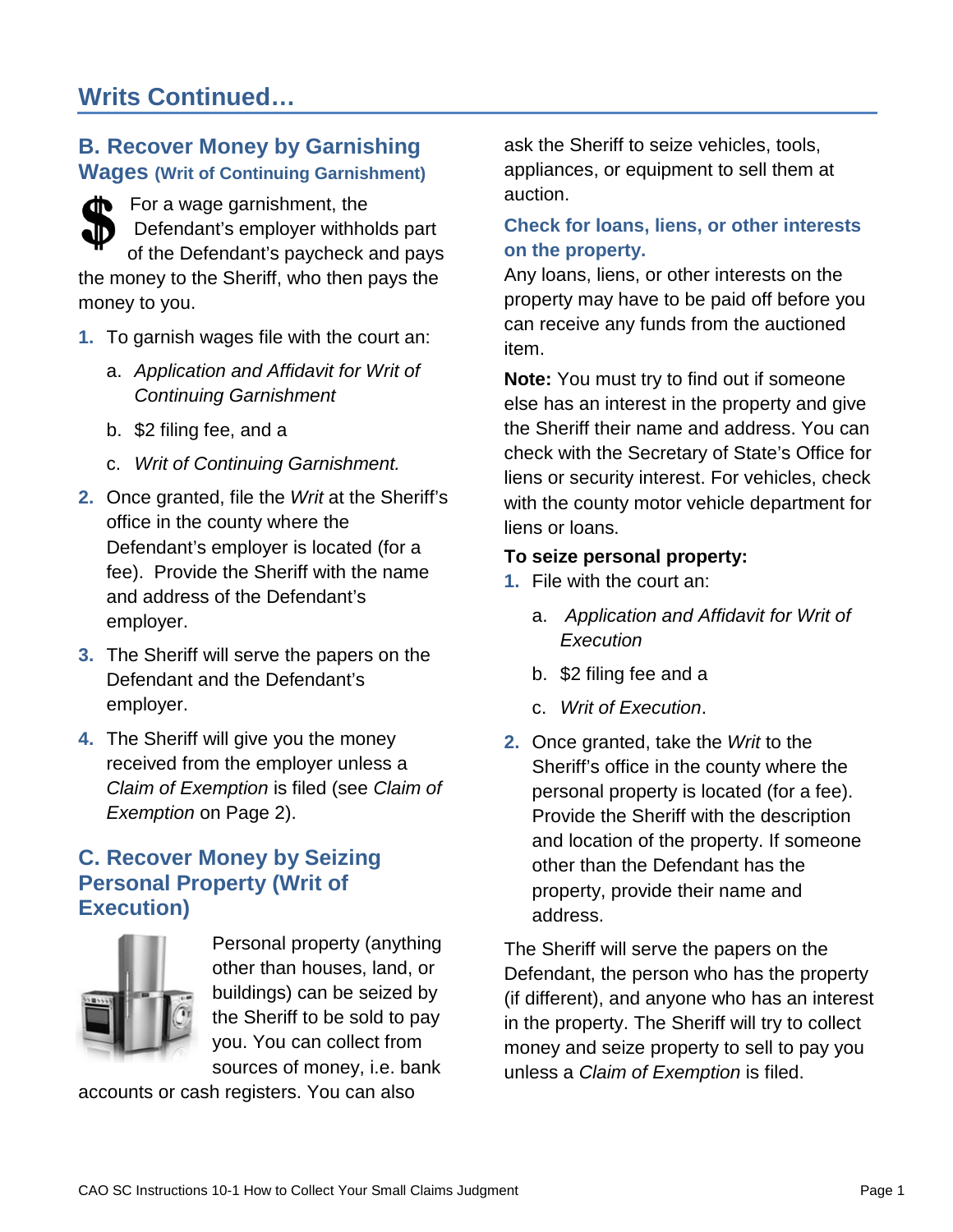## Writs Continued…

### B. Recover Money by Garnishing Wages (Writ of Continuing Garnishment)

For a wage garnishment, the Defendant's employer withholds part of the Defendant's paycheck and pays the money to the Sheriff, who then pays the money to you.

1. To garnish wages file with the court an:
   a. *Application and Affidavit for Writ of Continuing Garnishment*
   b. $2 filing fee, and a
   c. *Writ of Continuing Garnishment.*
2. Once granted, file the *Writ* at the Sheriff's office in the county where the Defendant's employer is located (for a fee). Provide the Sheriff with the name and address of the Defendant's employer.
3. The Sheriff will serve the papers on the Defendant and the Defendant's employer.
4. The Sheriff will give you the money received from the employer unless a *Claim of Exemption* is filed (see *Claim of Exemption* on Page 2).

### C. Recover Money by Seizing Personal Property (Writ of Execution)

Personal property (anything other than houses, land, or buildings) can be seized by the Sheriff to be sold to pay you. You can collect from sources of money, i.e. bank accounts or cash registers. You can also ask the Sheriff to seize vehicles, tools, appliances, or equipment to sell them at auction.

#### Check for loans, liens, or other interests on the property.

Any loans, liens, or other interests on the property may have to be paid off before you can receive any funds from the auctioned item.

**Note:** You must try to find out if someone else has an interest in the property and give the Sheriff their name and address. You can check with the Secretary of State's Office for liens or security interest. For vehicles, check with the county motor vehicle department for liens or loans.

**To seize personal property:**

1. File with the court an:
   a. *Application and Affidavit for Writ of Execution*
   b. $2 filing fee and a
   c. *Writ of Execution*.
2. Once granted, take the *Writ* to the Sheriff's office in the county where the personal property is located (for a fee). Provide the Sheriff with the description and location of the property. If someone other than the Defendant has the property, provide their name and address.

The Sheriff will serve the papers on the Defendant, the person who has the property (if different), and anyone who has an interest in the property. The Sheriff will try to collect money and seize property to sell to pay you unless a *Claim of Exemption* is filed.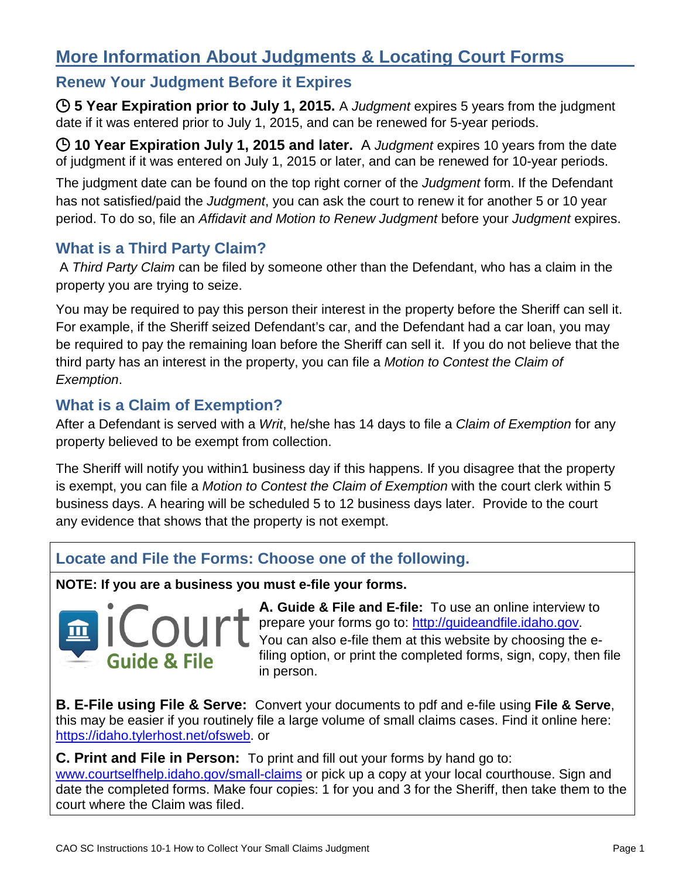# More Information About Judgments & Locating Court Forms

## Renew Your Judgment Before it Expires

**5 Year Expiration prior to July 1, 2015.** A *Judgment* expires 5 years from the judgment date if it was entered prior to July 1, 2015, and can be renewed for 5-year periods.

**10 Year Expiration July 1, 2015 and later.** A *Judgment* expires 10 years from the date of judgment if it was entered on July 1, 2015 or later, and can be renewed for 10-year periods.

The judgment date can be found on the top right corner of the *Judgment* form. If the Defendant has not satisfied/paid the *Judgment*, you can ask the court to renew it for another 5 or 10 year period. To do so, file an *Affidavit and Motion to Renew Judgment* before your *Judgment* expires.

## What is a Third Party Claim?

A *Third Party Claim* can be filed by someone other than the Defendant, who has a claim in the property you are trying to seize.

You may be required to pay this person their interest in the property before the Sheriff can sell it. For example, if the Sheriff seized Defendant's car, and the Defendant had a car loan, you may be required to pay the remaining loan before the Sheriff can sell it. If you do not believe that the third party has an interest in the property, you can file a *Motion to Contest the Claim of Exemption*.

## What is a Claim of Exemption?

After a Defendant is served with a *Writ*, he/she has 14 days to file a *Claim of Exemption* for any property believed to be exempt from collection.

The Sheriff will notify you within1 business day if this happens. If you disagree that the property is exempt, you can file a *Motion to Contest the Claim of Exemption* with the court clerk within 5 business days. A hearing will be scheduled 5 to 12 business days later. Provide to the court any evidence that shows that the property is not exempt.

## Locate and File the Forms: Choose one of the following.

**NOTE: If you are a business you must e-file your forms.**

iCourt Guide & File

**A. Guide & File and E-file:** To use an online interview to prepare your forms go to: http://guideandfile.idaho.gov. You can also e-file them at this website by choosing the e-filing option, or print the completed forms, sign, copy, then file in person.

**B. E-File using File & Serve:** Convert your documents to pdf and e-file using **File & Serve**, this may be easier if you routinely file a large volume of small claims cases. Find it online here: https://idaho.tylerhost.net/ofsweb. or

**C. Print and File in Person:** To print and fill out your forms by hand go to: www.courtselfhelp.idaho.gov/small-claims or pick up a copy at your local courthouse. Sign and date the completed forms. Make four copies: 1 for you and 3 for the Sheriff, then take them to the court where the Claim was filed.